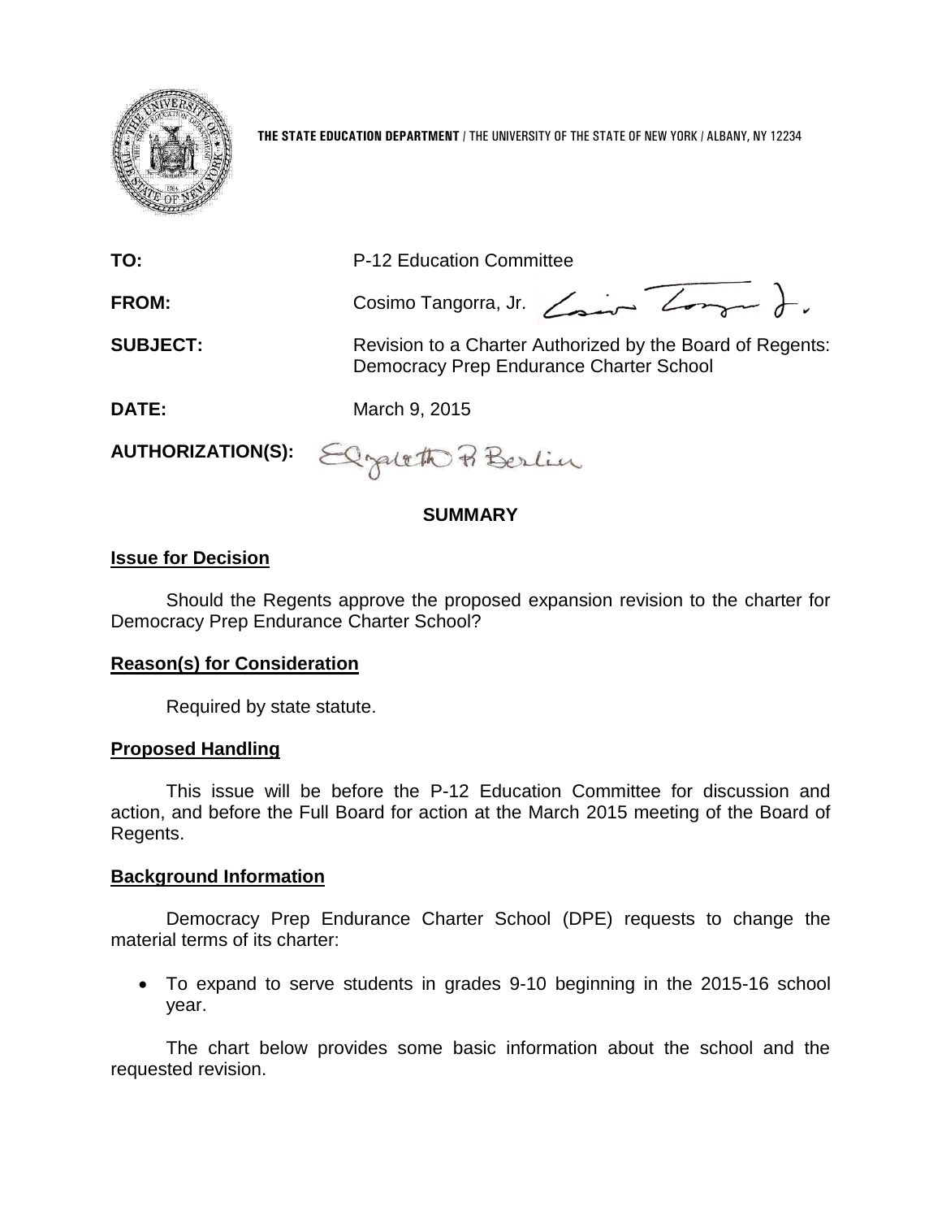**THE STATE EDUCATION DEPARTMENT** / THE UNIVERSITY OF THE STATE OF NEW YORK / ALBANY, NY 12234

**TO:** P-12 Education Committee

**FROM:** Cosimo Tangorra, Jr.

**SUBJECT:** Revision to a Charter Authorized by the Board of Regents: Democracy Prep Endurance Charter School

**DATE:** March 9, 2015

**AUTHORIZATION(S):**

## SUMMARY

### Issue for Decision

Should the Regents approve the proposed expansion revision to the charter for Democracy Prep Endurance Charter School?

### Reason(s) for Consideration

Required by state statute.

### Proposed Handling

This issue will be before the P-12 Education Committee for discussion and action, and before the Full Board for action at the March 2015 meeting of the Board of Regents.

### Background Information

Democracy Prep Endurance Charter School (DPE) requests to change the material terms of its charter:

- To expand to serve students in grades 9-10 beginning in the 2015-16 school year.

The chart below provides some basic information about the school and the requested revision.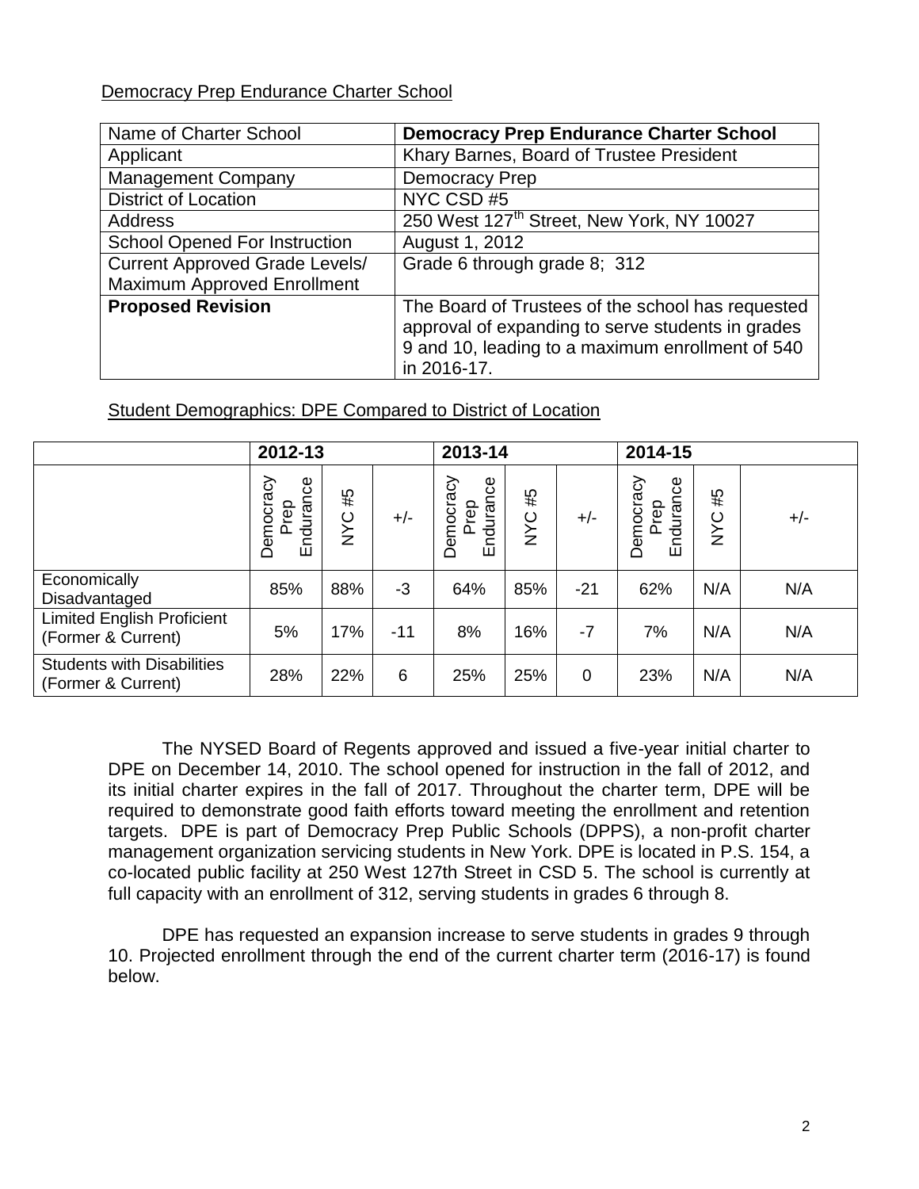Democracy Prep Endurance Charter School

| Name of Charter School | **Democracy Prep Endurance Charter School** |
| --- | --- |
| Applicant | Khary Barnes, Board of Trustee President |
| Management Company | Democracy Prep |
| District of Location | NYC CSD #5 |
| Address | 250 West 127th Street, New York, NY 10027 |
| School Opened For Instruction | August 1, 2012 |
| Current Approved Grade Levels/ Maximum Approved Enrollment | Grade 6 through grade 8; 312 |
| **Proposed Revision** | The Board of Trustees of the school has requested approval of expanding to serve students in grades 9 and 10, leading to a maximum enrollment of 540 in 2016-17. |

Student Demographics: DPE Compared to District of Location

| | 2012-13 | | | 2013-14 | | | 2014-15 | | |
| --- | --- | --- | --- | --- | --- | --- | --- | --- | --- |
| | Democracy Prep Endurance | NYC #5 | +/- | Democracy Prep Endurance | NYC #5 | +/- | Democracy Prep Endurance | NYC #5 | +/- |
| Economically Disadvantaged | 85% | 88% | -3 | 64% | 85% | -21 | 62% | N/A | N/A |
| Limited English Proficient (Former & Current) | 5% | 17% | -11 | 8% | 16% | -7 | 7% | N/A | N/A |
| Students with Disabilities (Former & Current) | 28% | 22% | 6 | 25% | 25% | 0 | 23% | N/A | N/A |

The NYSED Board of Regents approved and issued a five-year initial charter to DPE on December 14, 2010. The school opened for instruction in the fall of 2012, and its initial charter expires in the fall of 2017. Throughout the charter term, DPE will be required to demonstrate good faith efforts toward meeting the enrollment and retention targets. DPE is part of Democracy Prep Public Schools (DPPS), a non-profit charter management organization servicing students in New York. DPE is located in P.S. 154, a co-located public facility at 250 West 127th Street in CSD 5. The school is currently at full capacity with an enrollment of 312, serving students in grades 6 through 8.

DPE has requested an expansion increase to serve students in grades 9 through 10. Projected enrollment through the end of the current charter term (2016-17) is found below.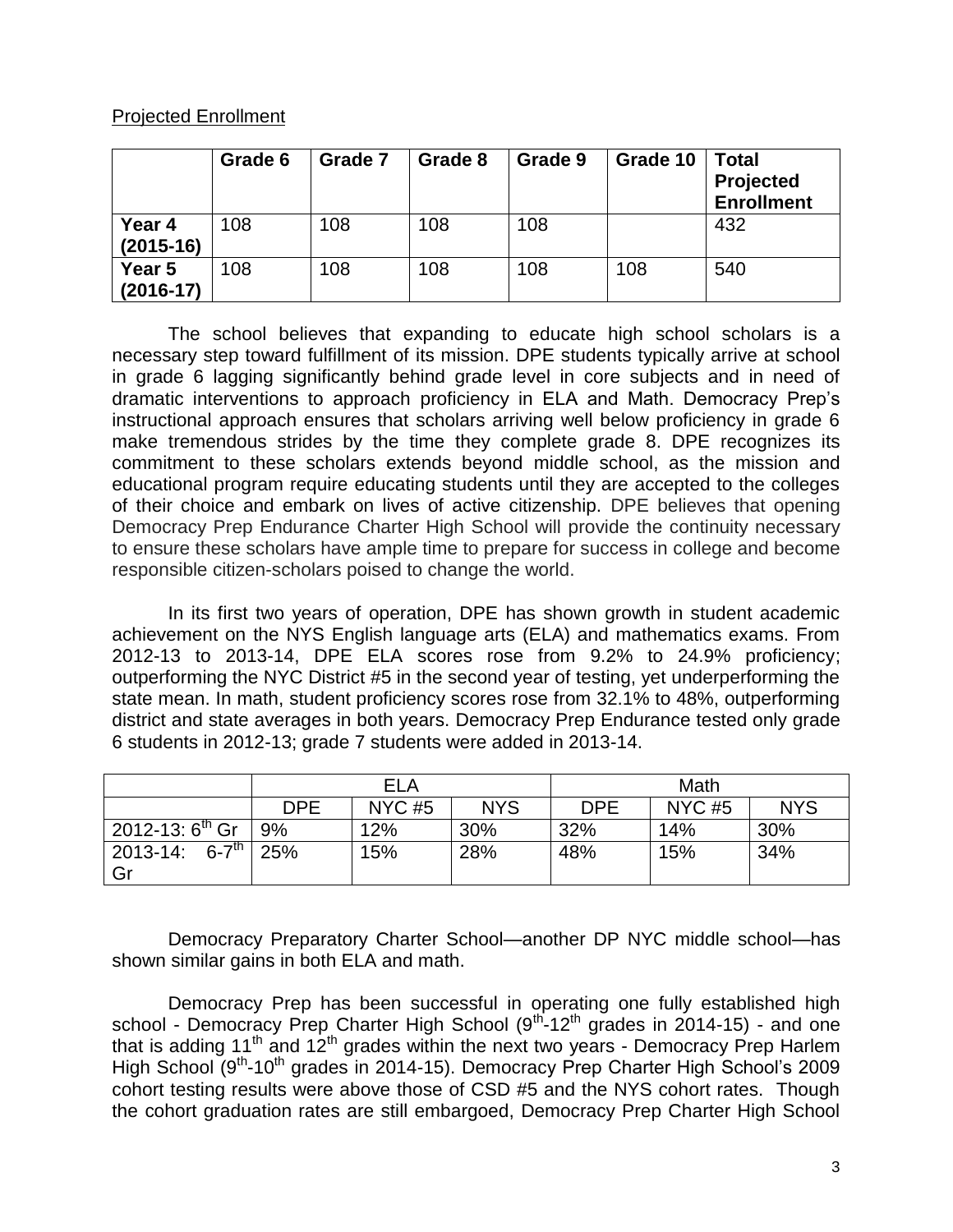Projected Enrollment

| | **Grade 6** | **Grade 7** | **Grade 8** | **Grade 9** | **Grade 10** | **Total Projected Enrollment** |
|---|---|---|---|---|---|---|
| **Year 4 (2015-16)** | 108 | 108 | 108 | 108 | | 432 |
| **Year 5 (2016-17)** | 108 | 108 | 108 | 108 | 108 | 540 |

The school believes that expanding to educate high school scholars is a necessary step toward fulfillment of its mission. DPE students typically arrive at school in grade 6 lagging significantly behind grade level in core subjects and in need of dramatic interventions to approach proficiency in ELA and Math. Democracy Prep's instructional approach ensures that scholars arriving well below proficiency in grade 6 make tremendous strides by the time they complete grade 8. DPE recognizes its commitment to these scholars extends beyond middle school, as the mission and educational program require educating students until they are accepted to the colleges of their choice and embark on lives of active citizenship. DPE believes that opening Democracy Prep Endurance Charter High School will provide the continuity necessary to ensure these scholars have ample time to prepare for success in college and become responsible citizen-scholars poised to change the world.

In its first two years of operation, DPE has shown growth in student academic achievement on the NYS English language arts (ELA) and mathematics exams. From 2012-13 to 2013-14, DPE ELA scores rose from 9.2% to 24.9% proficiency; outperforming the NYC District #5 in the second year of testing, yet underperforming the state mean. In math, student proficiency scores rose from 32.1% to 48%, outperforming district and state averages in both years. Democracy Prep Endurance tested only grade 6 students in 2012-13; grade 7 students were added in 2013-14.

| | ELA | | | Math | | |
|---|---|---|---|---|---|---|
| | DPE | NYC #5 | NYS | DPE | NYC #5 | NYS |
| 2012-13: 6th Gr | 9% | 12% | 30% | 32% | 14% | 30% |
| 2013-14: 6-7th Gr | 25% | 15% | 28% | 48% | 15% | 34% |

Democracy Preparatory Charter School—another DP NYC middle school—has shown similar gains in both ELA and math.

Democracy Prep has been successful in operating one fully established high school - Democracy Prep Charter High School (9th-12th grades in 2014-15) - and one that is adding 11th and 12th grades within the next two years - Democracy Prep Harlem High School (9th-10th grades in 2014-15). Democracy Prep Charter High School's 2009 cohort testing results were above those of CSD #5 and the NYS cohort rates. Though the cohort graduation rates are still embargoed, Democracy Prep Charter High School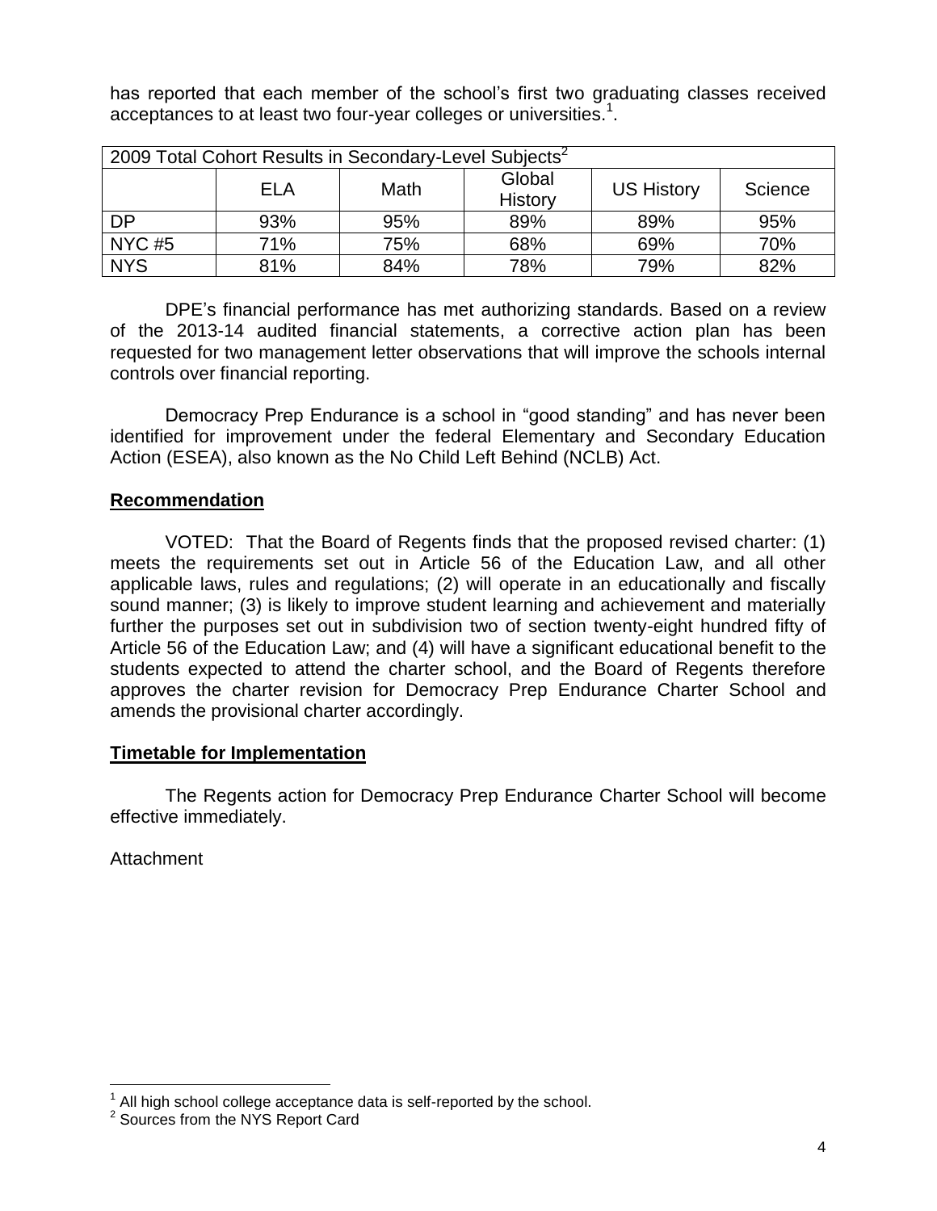has reported that each member of the school's first two graduating classes received acceptances to at least two four-year colleges or universities.[1].

| 2009 Total Cohort Results in Secondary-Level Subjects[2] | | | | | |
|---|---|---|---|---|---|
| | ELA | Math | Global History | US History | Science |
| DP | 93% | 95% | 89% | 89% | 95% |
| NYC #5 | 71% | 75% | 68% | 69% | 70% |
| NYS | 81% | 84% | 78% | 79% | 82% |

DPE's financial performance has met authorizing standards. Based on a review of the 2013-14 audited financial statements, a corrective action plan has been requested for two management letter observations that will improve the schools internal controls over financial reporting.

Democracy Prep Endurance is a school in "good standing" and has never been identified for improvement under the federal Elementary and Secondary Education Action (ESEA), also known as the No Child Left Behind (NCLB) Act.

**Recommendation**

VOTED: That the Board of Regents finds that the proposed revised charter: (1) meets the requirements set out in Article 56 of the Education Law, and all other applicable laws, rules and regulations; (2) will operate in an educationally and fiscally sound manner; (3) is likely to improve student learning and achievement and materially further the purposes set out in subdivision two of section twenty-eight hundred fifty of Article 56 of the Education Law; and (4) will have a significant educational benefit to the students expected to attend the charter school, and the Board of Regents therefore approves the charter revision for Democracy Prep Endurance Charter School and amends the provisional charter accordingly.

**Timetable for Implementation**

The Regents action for Democracy Prep Endurance Charter School will become effective immediately.

Attachment

[1] All high school college acceptance data is self-reported by the school.

[2] Sources from the NYS Report Card